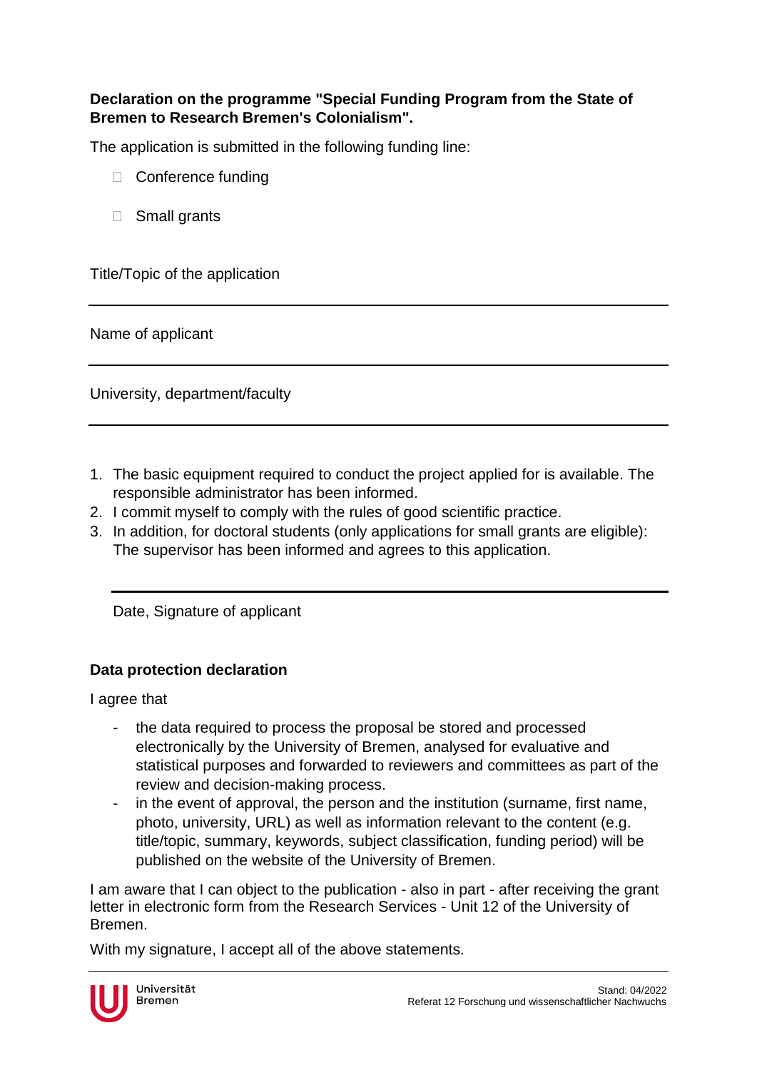**Declaration on the programme "Special Funding Program from the State of Bremen to Research Bremen's Colonialism".**

The application is submitted in the following funding line:

- ☐ Conference funding
- ☐ Small grants

Title/Topic of the application

---

Name of applicant

---

University, department/faculty

---

1. The basic equipment required to conduct the project applied for is available. The responsible administrator has been informed.
2. I commit myself to comply with the rules of good scientific practice.
3. In addition, for doctoral students (only applications for small grants are eligible): The supervisor has been informed and agrees to this application.

---

Date, Signature of applicant

**Data protection declaration**

I agree that

- the data required to process the proposal be stored and processed electronically by the University of Bremen, analysed for evaluative and statistical purposes and forwarded to reviewers and committees as part of the review and decision-making process.
- in the event of approval, the person and the institution (surname, first name, photo, university, URL) as well as information relevant to the content (e.g. title/topic, summary, keywords, subject classification, funding period) will be published on the website of the University of Bremen.

I am aware that I can object to the publication - also in part - after receiving the grant letter in electronic form from the Research Services - Unit 12 of the University of Bremen.

With my signature, I accept all of the above statements.

Universität Bremen

Stand: 04/2022
Referat 12 Forschung und wissenschaftlicher Nachwuchs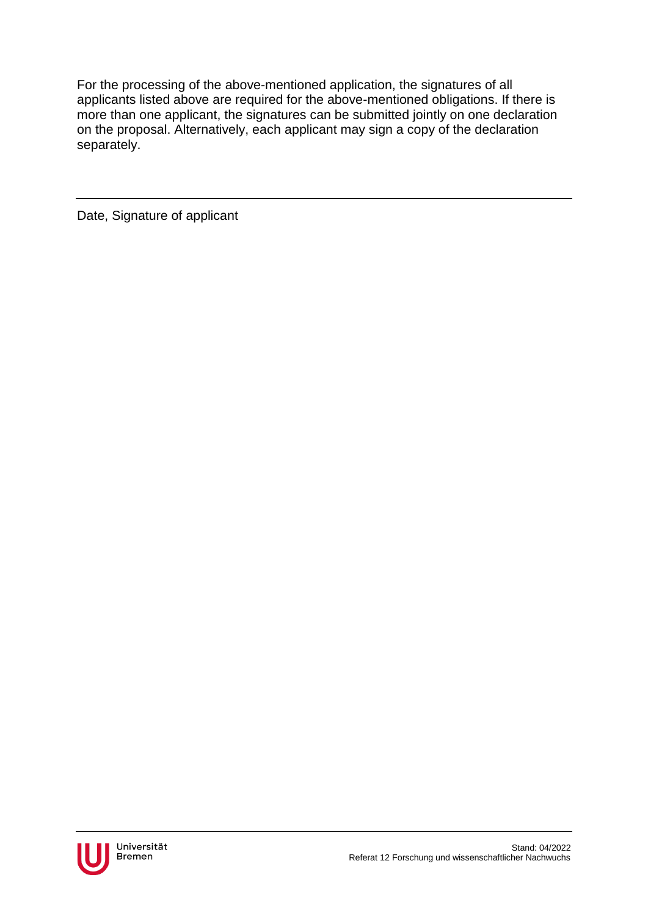For the processing of the above-mentioned application, the signatures of all applicants listed above are required for the above-mentioned obligations. If there is more than one applicant, the signatures can be submitted jointly on one declaration on the proposal. Alternatively, each applicant may sign a copy of the declaration separately.

---

Date, Signature of applicant